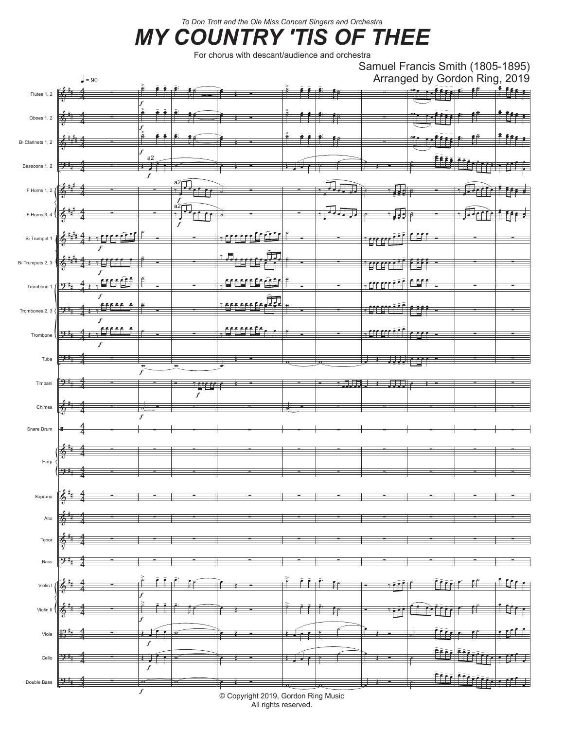*To Don Trott and the Ole Miss Concert Singers and Orchestra*

# MY COUNTRY 'TIS OF THEE

For chorus with descant/audience and orchestra

Samuel Francis Smith (1805-1895)
Arranged by Gordon Ring, 2019

© Copyright 2019, Gordon Ring Music
All rights reserved.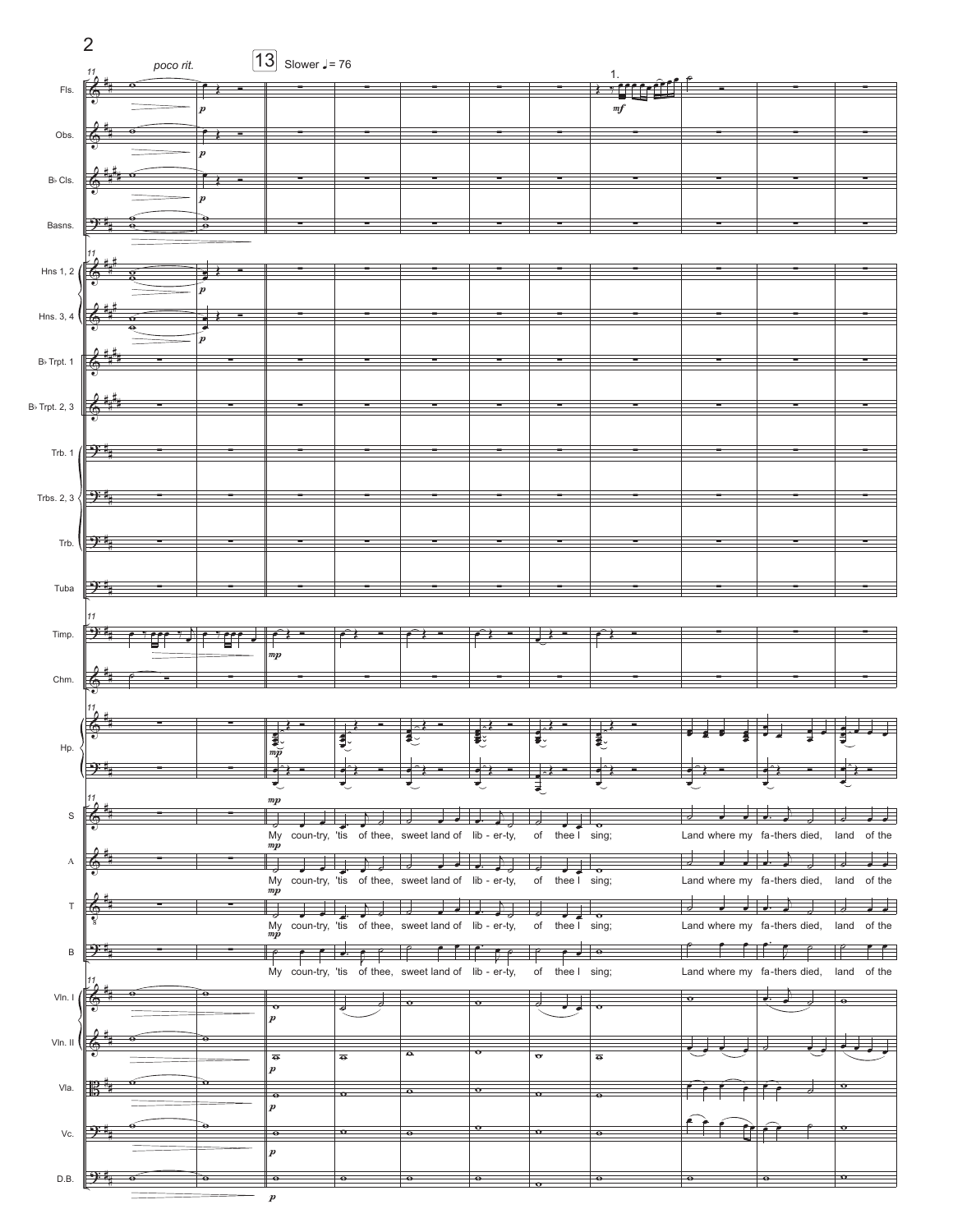poco rit.

13 Slower ♩= 76

My coun-try, 'tis of thee, sweet land of lib - er-ty, of thee I sing;

Land where my fa-thers died, land of the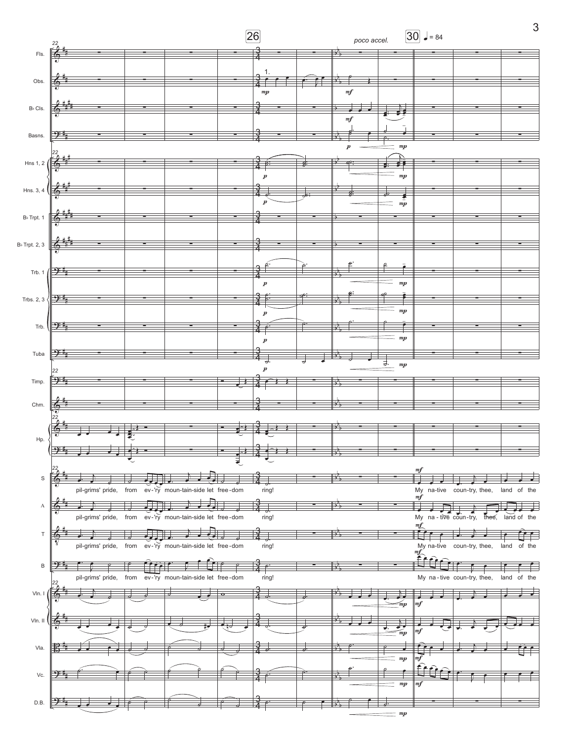22

26

poco accel.

30 ♩ = 84

Fls.

Obs. — 1. *mp* — *mf*

B♭ Cls. — *mf*

Basns. — *p* — *mp*

Hns 1, 2 — *p* — *mp*

Hns. 3, 4 — *p* — *mp*

B♭ Trpt. 1

B♭ Trpt. 2, 3

Trb. 1 — *p* — *mp*

Trbs. 2, 3 — *p* — *mp*

Trb. — *p* — *mp*

Tuba — *p* — *mp*

Timp.

Chm.

Hp.

S — pil-grims' pride, from ev-'ry mountain-side let free-dom ring! — *mf* My na-tive coun-try, thee, land of the

A — pil-grims' pride, from ev-'ry mountain-side let free-dom ring! — *mf* My na-tive coun-try, thee, land of the

T — pil-grims' pride, from ev-'ry mountain-side let free-dom ring! — *mf* My na-tive coun-try, thee, land of the

B — pil-grims' pride, from ev-'ry mountain-side let free-dom ring! — *mf* My na-tive coun-try, thee, land of the

Vln. I — *mp* — *mf*

Vln. II — *mp* — *mf*

Vla. — *mp* — *mf*

Vc. — *mp* — *mf*

D.B. — *mp*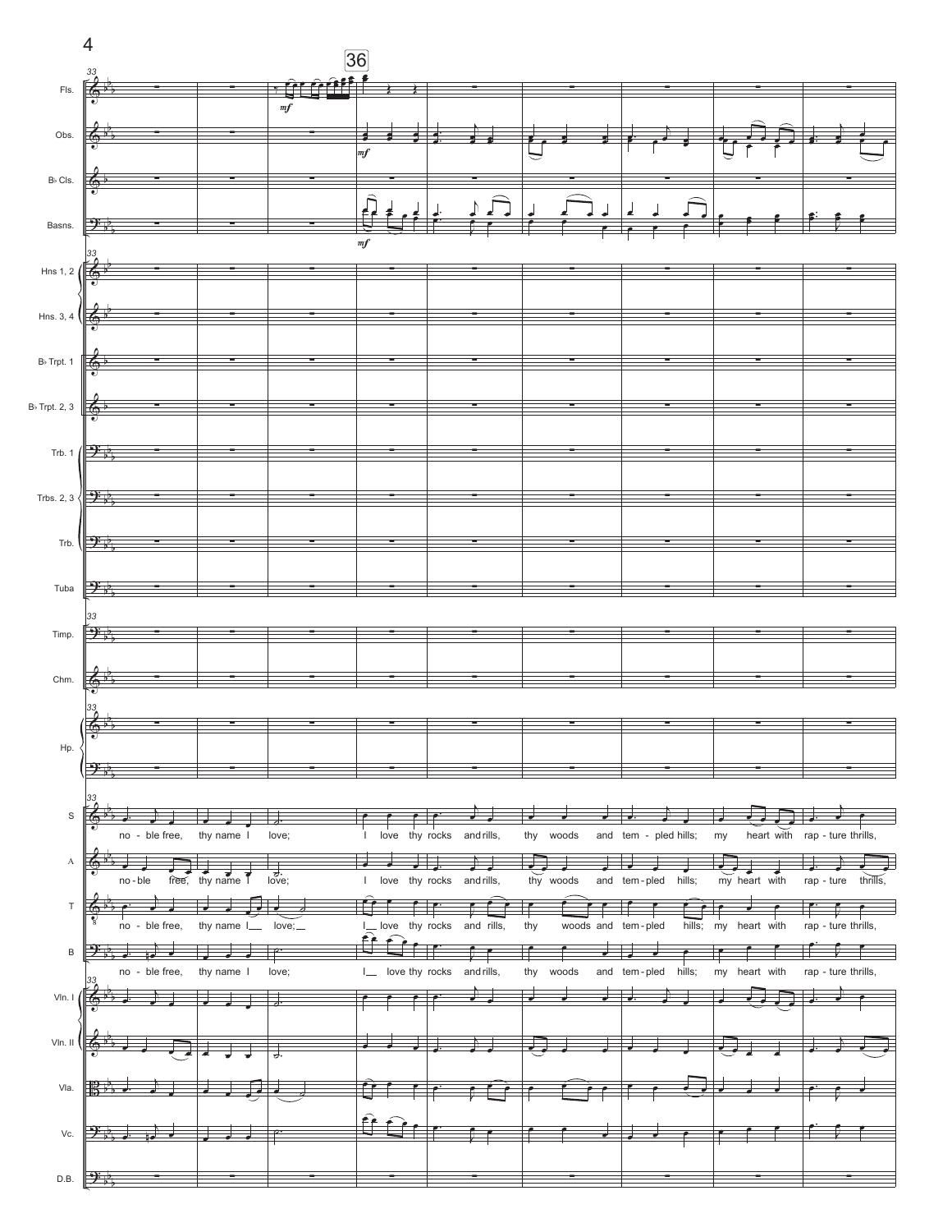36

Fls.
Obs.
B♭ Cls.
Basns.
Hns 1, 2
Hns. 3, 4
B♭ Trpt. 1
B♭ Trpt. 2, 3
Trb. 1
Trbs. 2, 3
Trb.
Tuba
Timp.
Chm.
Hp.

S: no - ble free, thy name I love; I love thy rocks and rills, thy woods and tem - pled hills; my heart with rap - ture thrills,

A: no - ble free, thy name I love; I love thy rocks and rills, thy woods and tem - pled hills; my heart with rap - ture thrills,

T: no - ble free, thy name I love; I love thy rocks and rills, thy woods and tem - pled hills; my heart with rap - ture thrills,

B: no - ble free, thy name I love; I love thy rocks and rills, thy woods and tem - pled hills; my heart with rap - ture thrills,

Vln. I
Vln. II
Vla.
Vc.
D.B.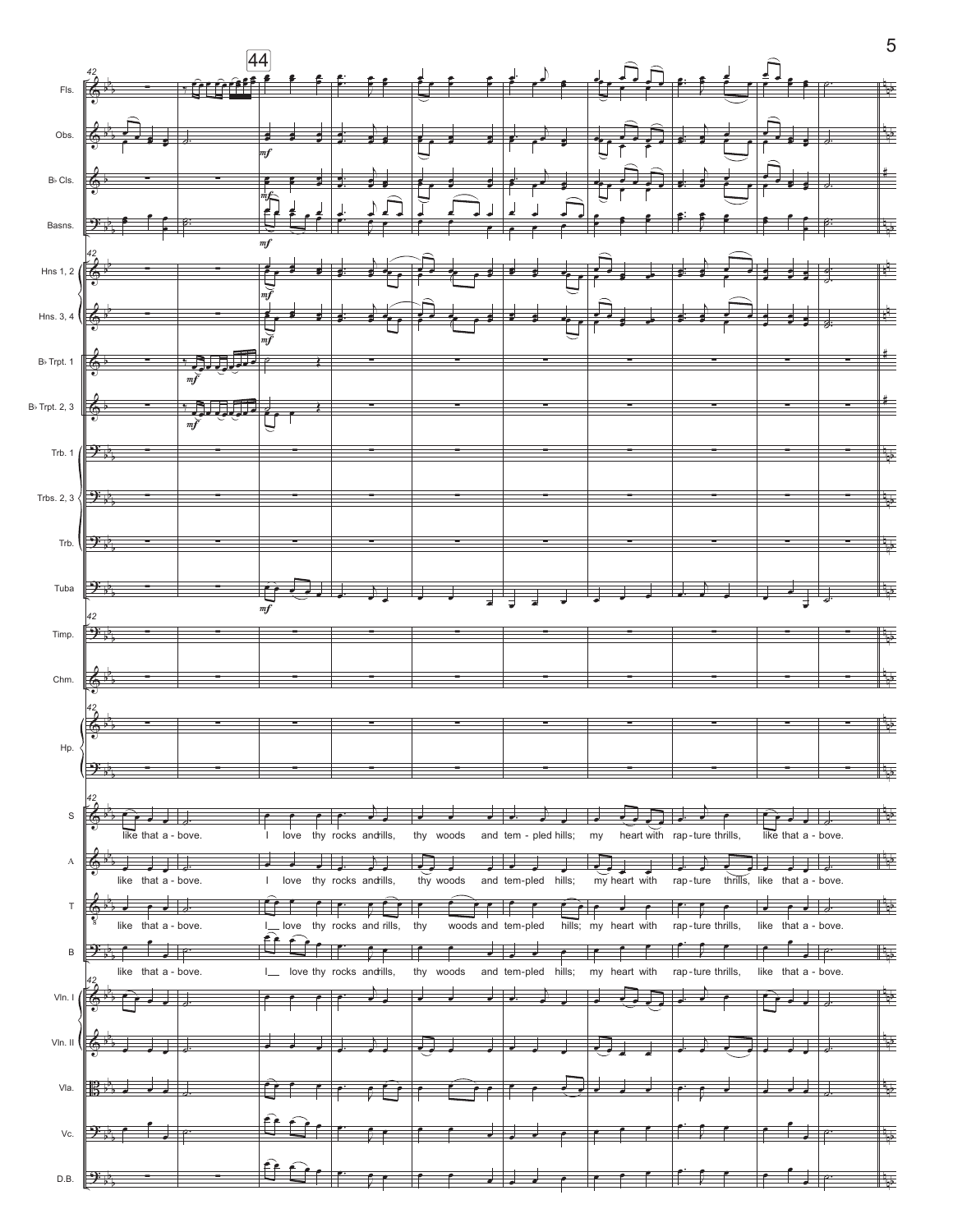Fls.

Obs.

B♭ Cls.

Basns.

Hns 1, 2

Hns. 3, 4

B♭ Trpt. 1

B♭ Trpt. 2, 3

Trb. 1

Trbs. 2, 3

Trb.

Tuba

Timp.

Chm.

Hp.

S: like that a - bove. I love thy rocks and rills, thy woods and tem - pled hills; my heart with rap - ture thrills, like that a - bove.

A: like that a - bove. I love thy rocks and rills, thy woods and tem - pled hills; my heart with rap - ture thrills, like that a - bove.

T: like that a - bove. I love thy rocks and rills, thy woods and tem - pled hills; my heart with rap - ture thrills, like that a - bove.

B: like that a - bove. I love thy rocks and rills, thy woods and tem - pled hills; my heart with rap - ture thrills, like that a - bove.

Vln. I

Vln. II

Vla.

Vc.

D.B.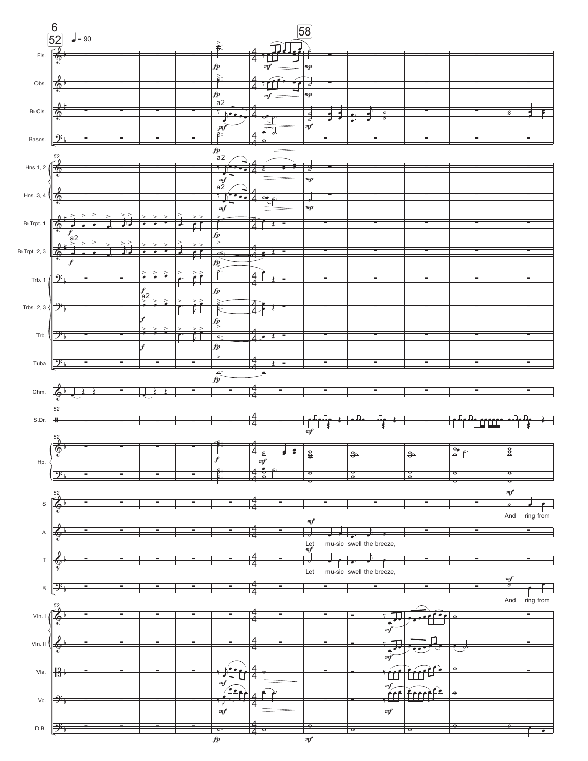52 ♩ = 90

58

Fls.
Obs.
B♭ Cls.
Basns.
Hns 1, 2
Hns. 3, 4
B♭ Trpt. 1
B♭ Trpt. 2, 3
Trb. 1
Trbs. 2, 3
Trb.
Tuba
Chm.
S.Dr.
Hp.
S
A
T
B
Vln. I
Vln. II
Vla.
Vc.
D.B.

S: And ring from

A: Let mu-sic swell the breeze,

T: Let mu-sic swell the breeze,

B: And ring from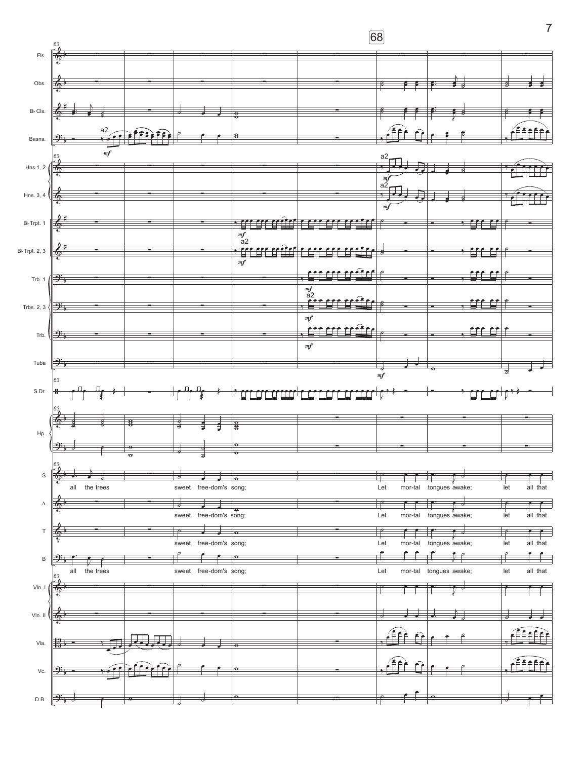68

Fls.
Obs.
B♭ Cls.
Basns.
Hns 1, 2
Hns. 3, 4
B♭ Trpt. 1
B♭ Trpt. 2, 3
Trb. 1
Trbs. 2, 3
Trb.
Tuba
S.Dr.
Hp.
S
A
T
B
Vln. I
Vln. II
Vla.
Vc.
D.B.

a2 *mf*

S: all the trees sweet free-dom's song; Let mor-tal tongues awake; let all that

A: sweet free-dom's song; Let mor-tal tongues awake; let all that

T: sweet free-dom's song; Let mor-tal tongues awake; let all that

B: all the trees sweet free-dom's song; Let mor-tal tongues awake; let all that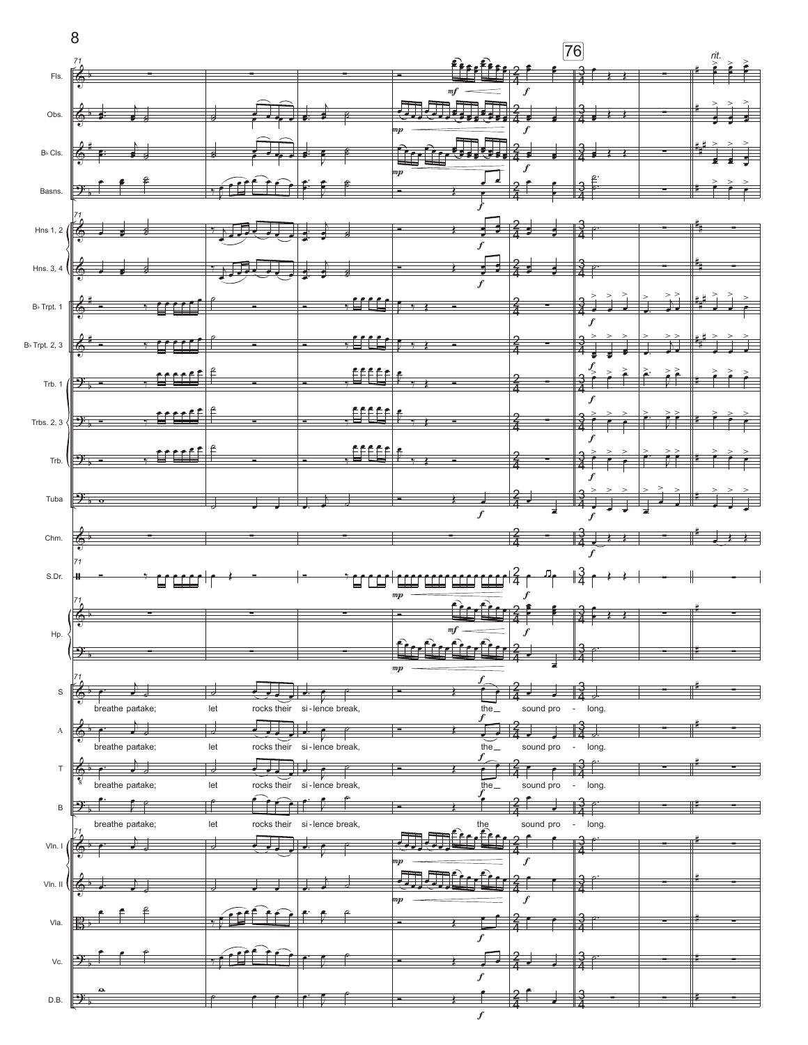76

rit.

Fls.

Obs.

B♭ Cls.

Basns.

Hns 1, 2

Hns. 3, 4

B♭ Trpt. 1

B♭ Trpt. 2, 3

Trb. 1

Trbs. 2, 3

Trb.

Tuba

Chm.

S.Dr.

Hp.

S

breathe partake; let rocks their si - lence break, the_ sound pro - long.

A

breathe partake; let rocks their si - lence break, the_ sound pro - long.

T

breathe partake; let rocks their si - lence break, the_ sound pro - long.

B

breathe partake; let rocks their si - lence break, the sound pro - long.

Vln. I

Vln. II

Vla.

Vc.

D.B.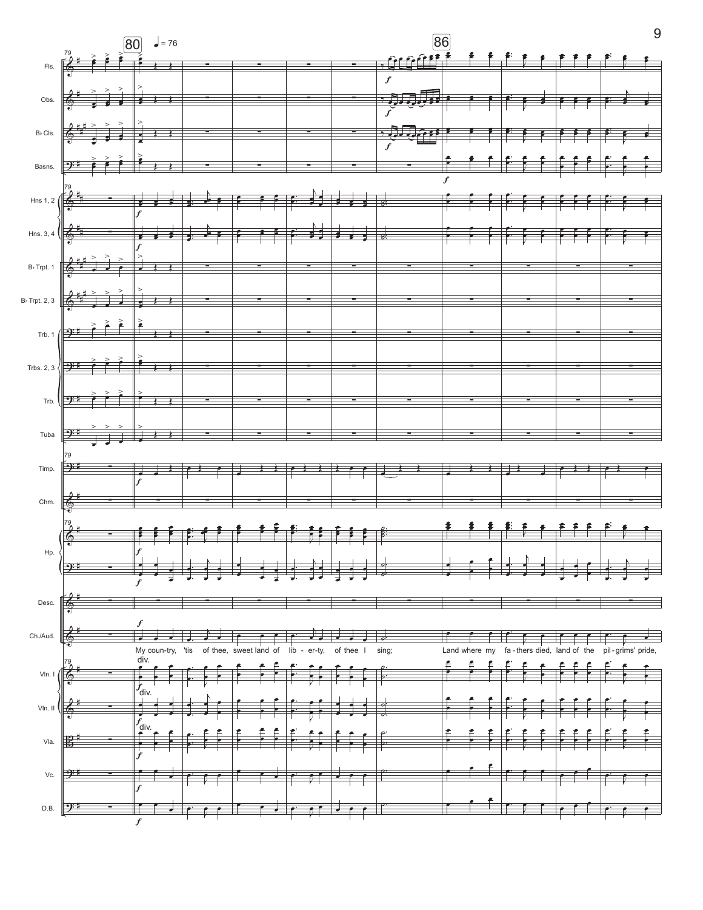80 ♩ = 76

86

Fls.

Obs.

B♭ Cls.

Basns.

Hns 1, 2

Hns. 3, 4

B♭ Trpt. 1

B♭ Trpt. 2, 3

Trb. 1

Trbs. 2, 3

Trb.

Tuba

Timp.

Chm.

Hp.

Desc.

Ch./Aud.

My coun-try, 'tis of thee, sweet land of lib - er-ty, of thee I sing; Land where my fa-thers died, land of the pil-grims' pride,

Vln. I

Vln. II

Vla.

Vc.

D.B.

div.

div.

div.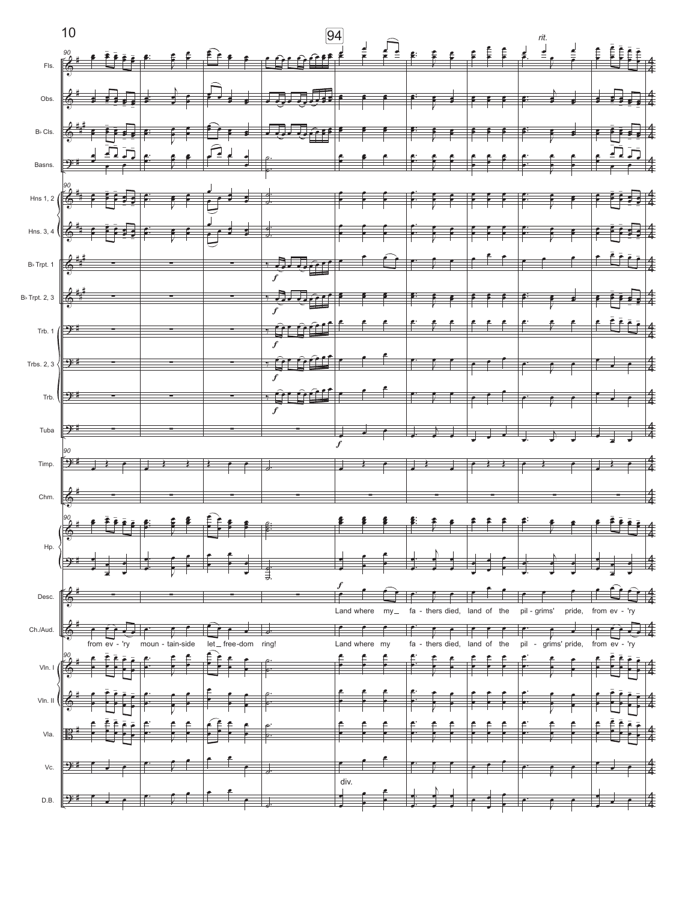94

*rit.*

Fls.

Obs.

B♭ Cls.

Basns.

Hns 1, 2

Hns. 3, 4

B♭ Trpt. 1

B♭ Trpt. 2, 3

Trb. 1

Trbs. 2, 3

Trb.

Tuba

Timp.

Chm.

Hp.

Desc.

Land where my_ fa - thers died, land of the pil - grims' pride, from ev - 'ry

Ch./Aud.

from ev - 'ry moun - tain-side let_ free-dom ring!

Land where my fa - thers died, land of the pil - grims' pride, from ev - 'ry

Vln. I

Vln. II

Vla.

Vc.

div.

D.B.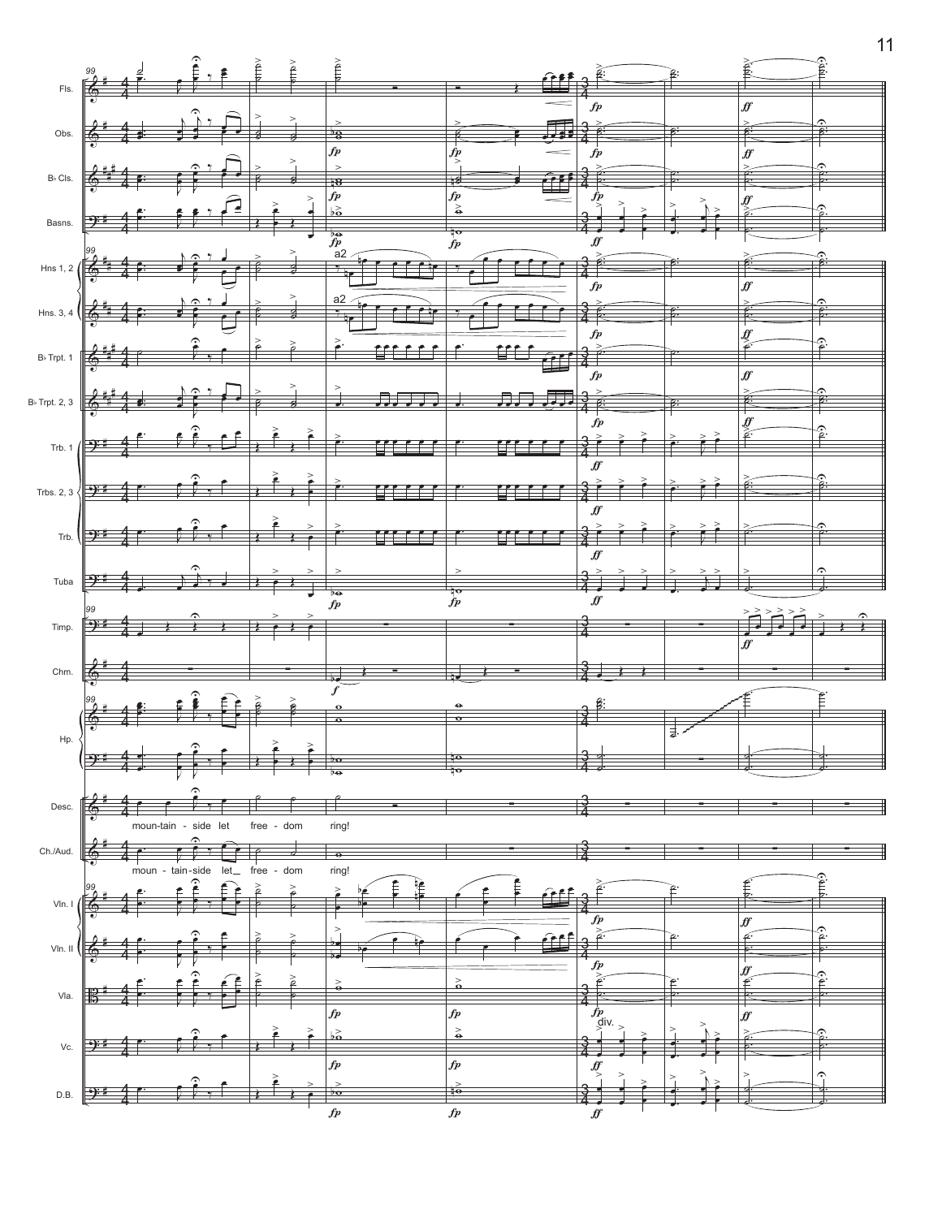99

Fls.

Obs.

B♭ Cls.

Basns.

Hns 1, 2

Hns. 3, 4

B♭ Trpt. 1

B♭ Trpt. 2, 3

Trb. 1

Trbs. 2, 3

Trb.

Tuba

Timp.

Chm.

Hp.

Desc.

moun-tain - side let free - dom ring!

Ch./Aud.

moun - tain-side let_ free - dom ring!

Vln. I

Vln. II

Vla.

Vc.

D.B.

a2

div.

*fp* *ff* *f*